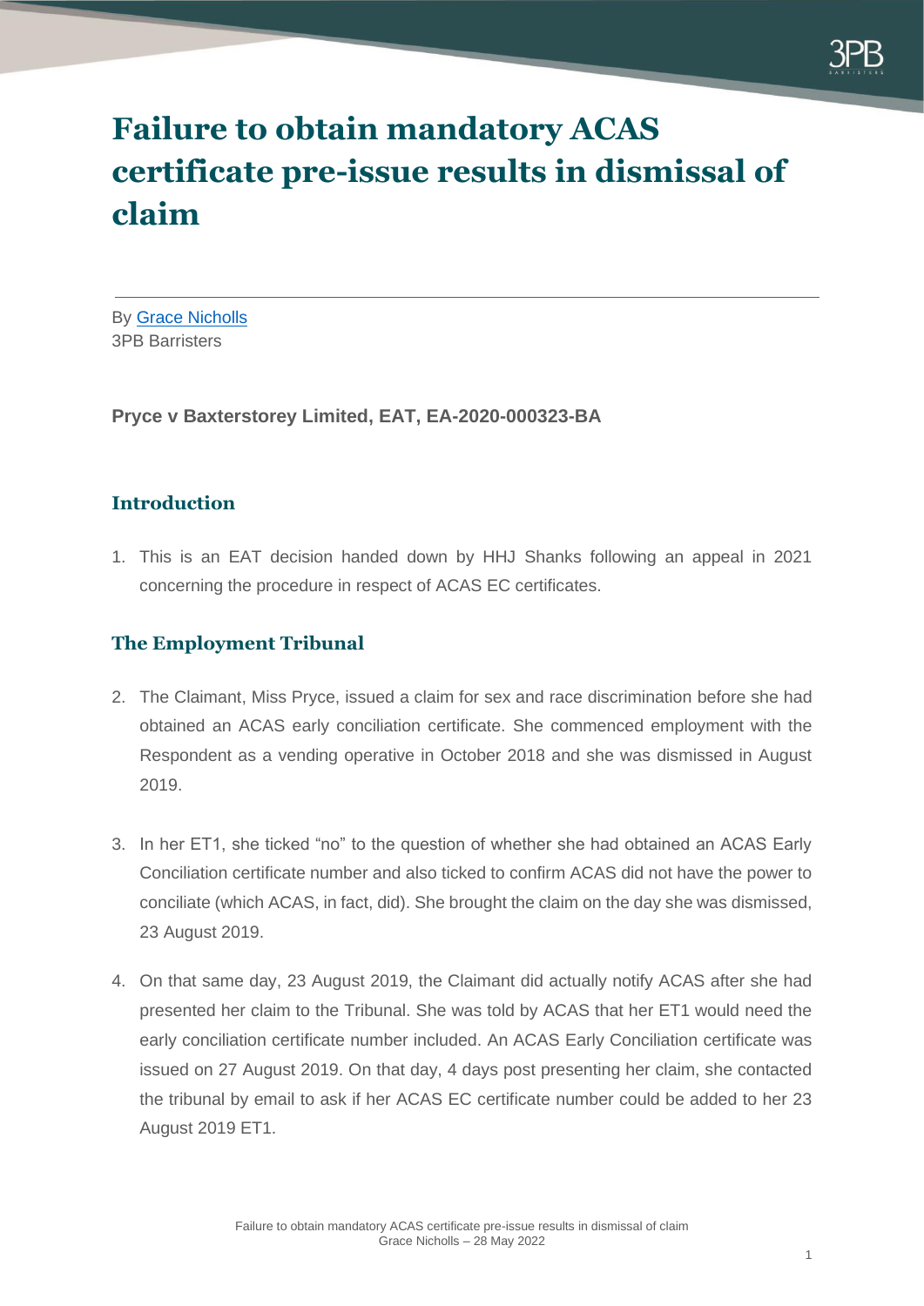# Failure to obtain mandatory ACAS certificate pre-issue results in dismissal of claim

By Grace Nicholls
3PB Barristers

**Pryce v Baxterstorey Limited, EAT, EA-2020-000323-BA**

## Introduction

1. This is an EAT decision handed down by HHJ Shanks following an appeal in 2021 concerning the procedure in respect of ACAS EC certificates.

## The Employment Tribunal

2. The Claimant, Miss Pryce, issued a claim for sex and race discrimination before she had obtained an ACAS early conciliation certificate. She commenced employment with the Respondent as a vending operative in October 2018 and she was dismissed in August 2019.

3. In her ET1, she ticked "no" to the question of whether she had obtained an ACAS Early Conciliation certificate number and also ticked to confirm ACAS did not have the power to conciliate (which ACAS, in fact, did). She brought the claim on the day she was dismissed, 23 August 2019.

4. On that same day, 23 August 2019, the Claimant did actually notify ACAS after she had presented her claim to the Tribunal. She was told by ACAS that her ET1 would need the early conciliation certificate number included. An ACAS Early Conciliation certificate was issued on 27 August 2019. On that day, 4 days post presenting her claim, she contacted the tribunal by email to ask if her ACAS EC certificate number could be added to her 23 August 2019 ET1.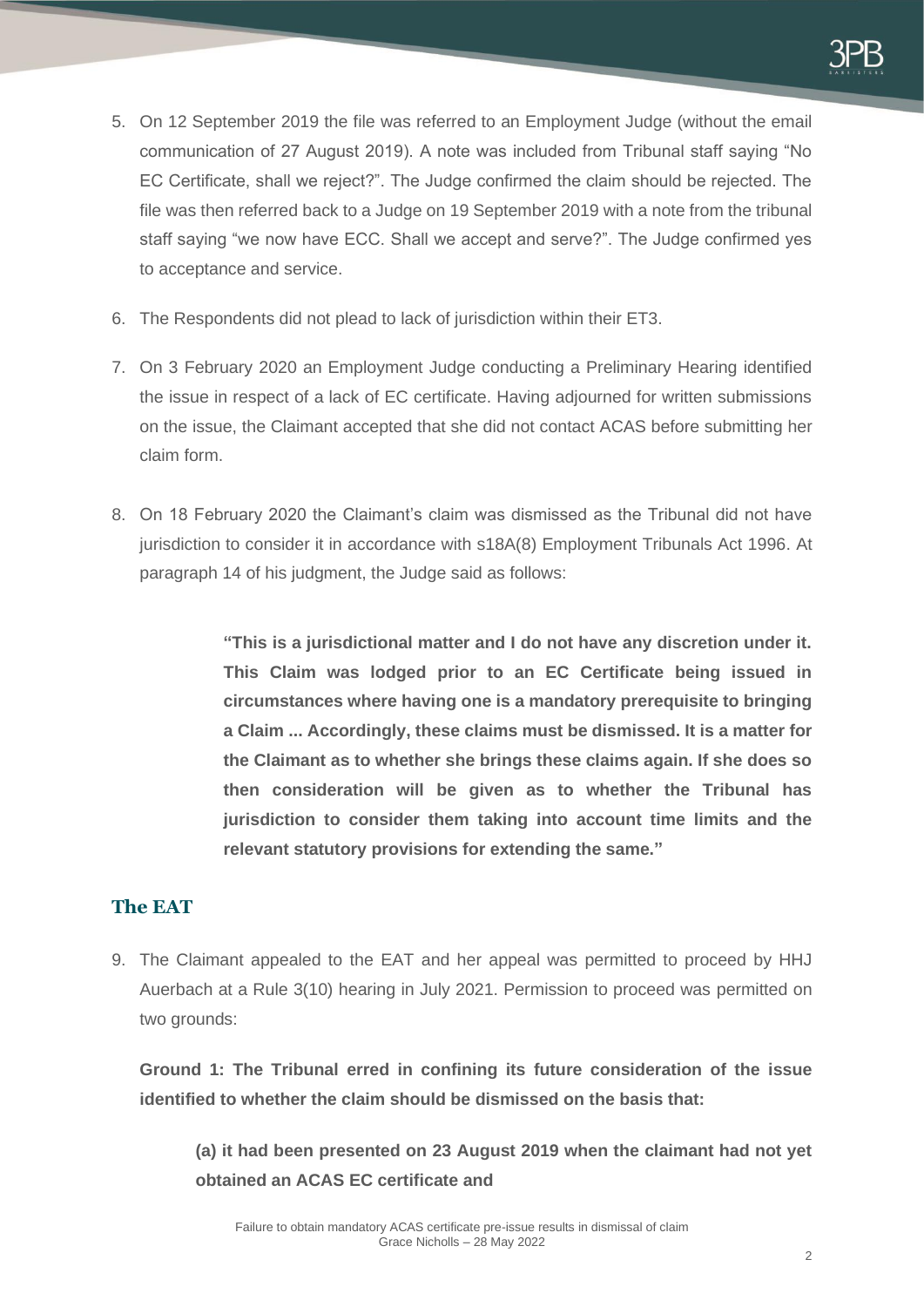5. On 12 September 2019 the file was referred to an Employment Judge (without the email communication of 27 August 2019). A note was included from Tribunal staff saying "No EC Certificate, shall we reject?". The Judge confirmed the claim should be rejected. The file was then referred back to a Judge on 19 September 2019 with a note from the tribunal staff saying "we now have ECC. Shall we accept and serve?". The Judge confirmed yes to acceptance and service.

6. The Respondents did not plead to lack of jurisdiction within their ET3.

7. On 3 February 2020 an Employment Judge conducting a Preliminary Hearing identified the issue in respect of a lack of EC certificate. Having adjourned for written submissions on the issue, the Claimant accepted that she did not contact ACAS before submitting her claim form.

8. On 18 February 2020 the Claimant's claim was dismissed as the Tribunal did not have jurisdiction to consider it in accordance with s18A(8) Employment Tribunals Act 1996. At paragraph 14 of his judgment, the Judge said as follows:

> **"This is a jurisdictional matter and I do not have any discretion under it. This Claim was lodged prior to an EC Certificate being issued in circumstances where having one is a mandatory prerequisite to bringing a Claim ... Accordingly, these claims must be dismissed. It is a matter for the Claimant as to whether she brings these claims again. If she does so then consideration will be given as to whether the Tribunal has jurisdiction to consider them taking into account time limits and the relevant statutory provisions for extending the same."**

## The EAT

9. The Claimant appealed to the EAT and her appeal was permitted to proceed by HHJ Auerbach at a Rule 3(10) hearing in July 2021. Permission to proceed was permitted on two grounds:

**Ground 1: The Tribunal erred in confining its future consideration of the issue identified to whether the claim should be dismissed on the basis that:**

**(a) it had been presented on 23 August 2019 when the claimant had not yet obtained an ACAS EC certificate and**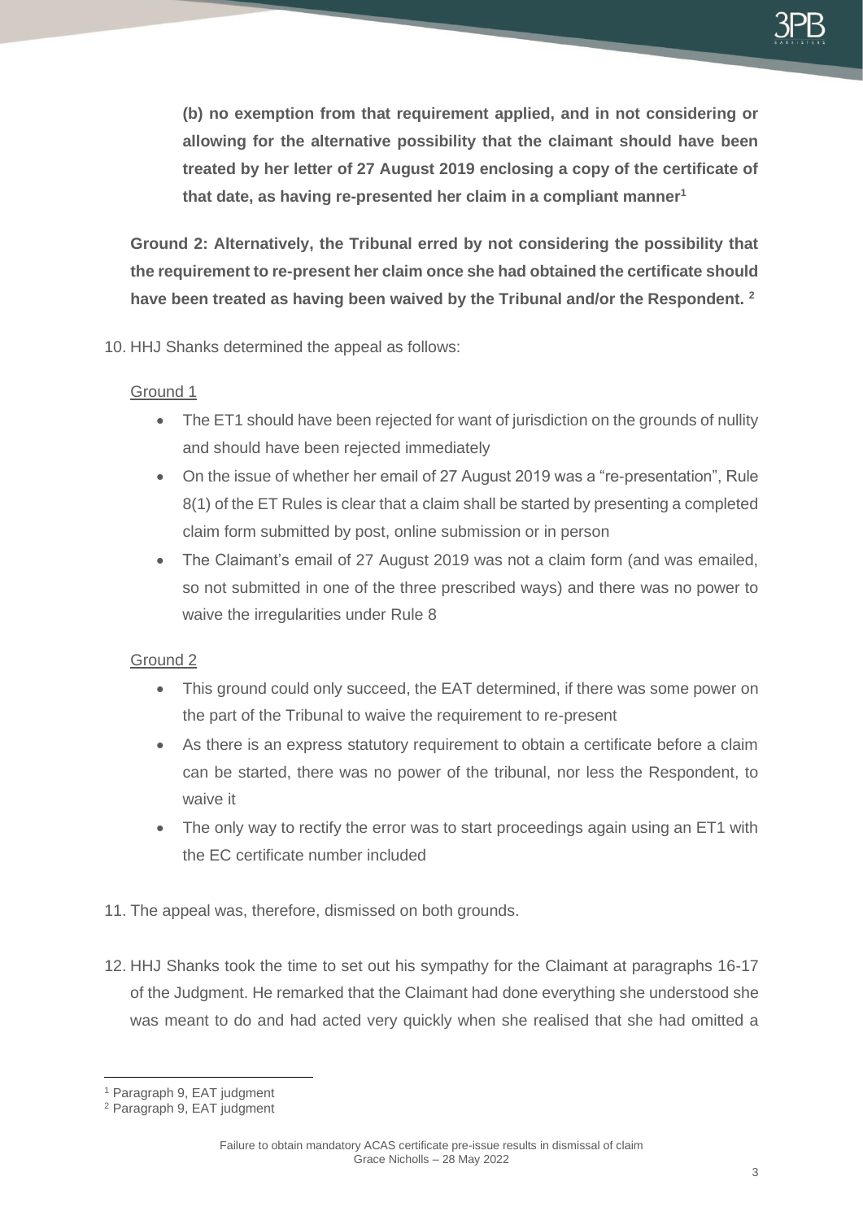**(b) no exemption from that requirement applied, and in not considering or allowing for the alternative possibility that the claimant should have been treated by her letter of 27 August 2019 enclosing a copy of the certificate of that date, as having re-presented her claim in a compliant manner**[1]

**Ground 2: Alternatively, the Tribunal erred by not considering the possibility that the requirement to re-present her claim once she had obtained the certificate should have been treated as having been waived by the Tribunal and/or the Respondent.** [2]

10. HHJ Shanks determined the appeal as follows:

<u>Ground 1</u>

- The ET1 should have been rejected for want of jurisdiction on the grounds of nullity and should have been rejected immediately
- On the issue of whether her email of 27 August 2019 was a "re-presentation", Rule 8(1) of the ET Rules is clear that a claim shall be started by presenting a completed claim form submitted by post, online submission or in person
- The Claimant's email of 27 August 2019 was not a claim form (and was emailed, so not submitted in one of the three prescribed ways) and there was no power to waive the irregularities under Rule 8

<u>Ground 2</u>

- This ground could only succeed, the EAT determined, if there was some power on the part of the Tribunal to waive the requirement to re-present
- As there is an express statutory requirement to obtain a certificate before a claim can be started, there was no power of the tribunal, nor less the Respondent, to waive it
- The only way to rectify the error was to start proceedings again using an ET1 with the EC certificate number included

11. The appeal was, therefore, dismissed on both grounds.

12. HHJ Shanks took the time to set out his sympathy for the Claimant at paragraphs 16-17 of the Judgment. He remarked that the Claimant had done everything she understood she was meant to do and had acted very quickly when she realised that she had omitted a

---

[1] Paragraph 9, EAT judgment

[2] Paragraph 9, EAT judgment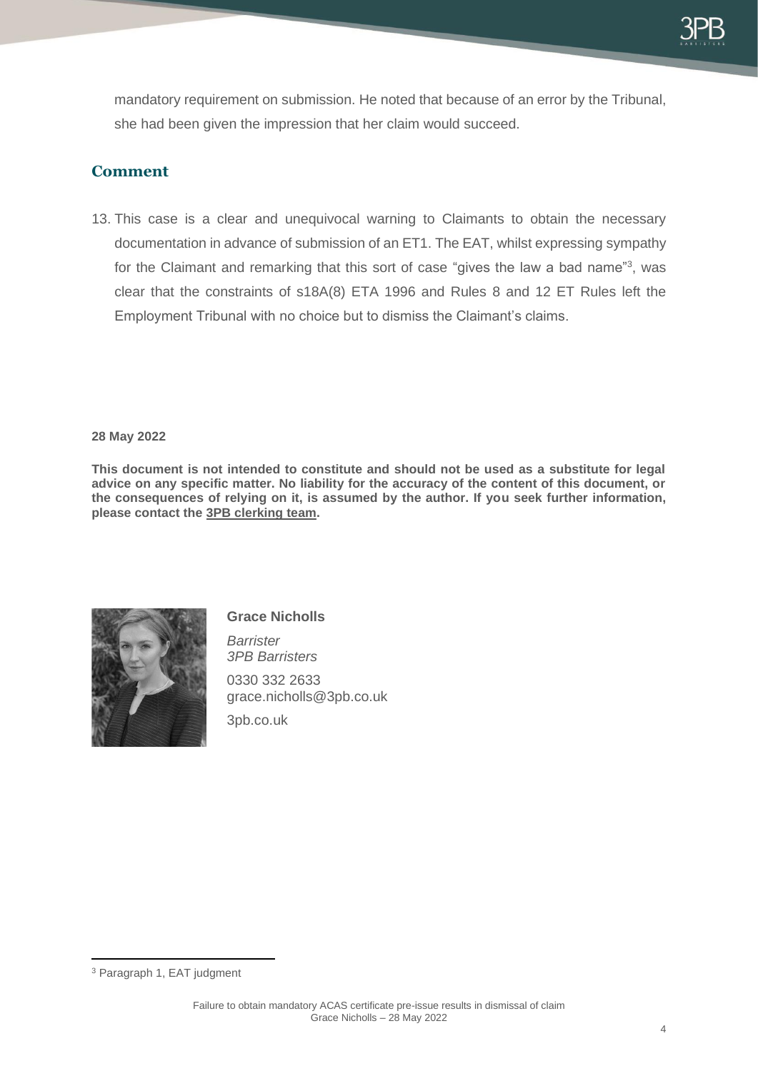mandatory requirement on submission. He noted that because of an error by the Tribunal, she had been given the impression that her claim would succeed.

## Comment

13. This case is a clear and unequivocal warning to Claimants to obtain the necessary documentation in advance of submission of an ET1. The EAT, whilst expressing sympathy for the Claimant and remarking that this sort of case "gives the law a bad name"[3], was clear that the constraints of s18A(8) ETA 1996 and Rules 8 and 12 ET Rules left the Employment Tribunal with no choice but to dismiss the Claimant's claims.

**28 May 2022**

**This document is not intended to constitute and should not be used as a substitute for legal advice on any specific matter. No liability for the accuracy of the content of this document, or the consequences of relying on it, is assumed by the author. If you seek further information, please contact the 3PB clerking team.**

**Grace Nicholls**

*Barrister*
*3PB Barristers*

0330 332 2633
grace.nicholls@3pb.co.uk

3pb.co.uk

[3] Paragraph 1, EAT judgment